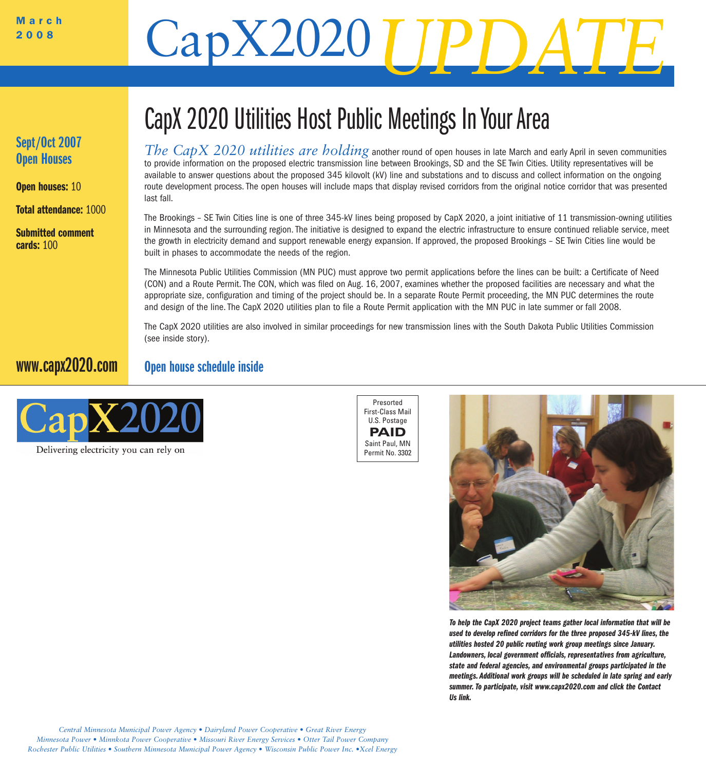March 2008

# CapX2020 UPDATE

## CapX 2020 Utilities Host Public Meetings In Your Area

*The CapX 2020 utilities are holding* another round of open houses in late March and early April in seven communities to provide information on the proposed electric transmission line between Brookings, SD and the SE Twin Cities. Utility representatives will be available to answer questions about the proposed 345 kilovolt (kV) line and substations and to discuss and collect information on the ongoing route development process. The open houses will include maps that display revised corridors from the original notice corridor that was presented last fall.

The Brookings – SE Twin Cities line is one of three 345-kV lines being proposed by CapX 2020, a joint initiative of 11 transmission-owning utilities in Minnesota and the surrounding region. The initiative is designed to expand the electric infrastructure to ensure continued reliable service, meet the growth in electricity demand and support renewable energy expansion. If approved, the proposed Brookings – SE Twin Cities line would be built in phases to accommodate the needs of the region.

The Minnesota Public Utilities Commission (MN PUC) must approve two permit applications before the lines can be built: a Certificate of Need (CON) and a Route Permit. The CON, which was filed on Aug. 16, 2007, examines whether the proposed facilities are necessary and what the appropriate size, configuration and timing of the project should be. In a separate Route Permit proceeding, the MN PUC determines the route and design of the line. The CapX 2020 utilities plan to file a Route Permit application with the MN PUC in late summer or fall 2008.

The CapX 2020 utilities are also involved in similar proceedings for new transmission lines with the South Dakota Public Utilities Commission (see inside story).

**Open house schedule inside**

### Sept/Oct 2007 Open Houses

**Open houses:** 10

**Total attendance:** 1000

**Submitted comment cards:** 100

**www.capx2020.com**

CapX2020
Delivering electricity you can rely on

Presorted
First-Class Mail
U.S. Postage
**PAID**
Saint Paul, MN
Permit No. 3302

***To help the CapX 2020 project teams gather local information that will be used to develop refined corridors for the three proposed 345-kV lines, the utilities hosted 20 public routing work group meetings since January. Landowners, local government officials, representatives from agriculture, state and federal agencies, and environmental groups participated in the meetings. Additional work groups will be scheduled in late spring and early summer. To participate, visit www.capx2020.com and click the Contact Us link.***

*Central Minnesota Municipal Power Agency • Dairyland Power Cooperative • Great River Energy*
*Minnesota Power • Minnkota Power Cooperative • Missouri River Energy Services • Otter Tail Power Company*
*Rochester Public Utilities • Southern Minnesota Municipal Power Agency • Wisconsin Public Power Inc. •Xcel Energy*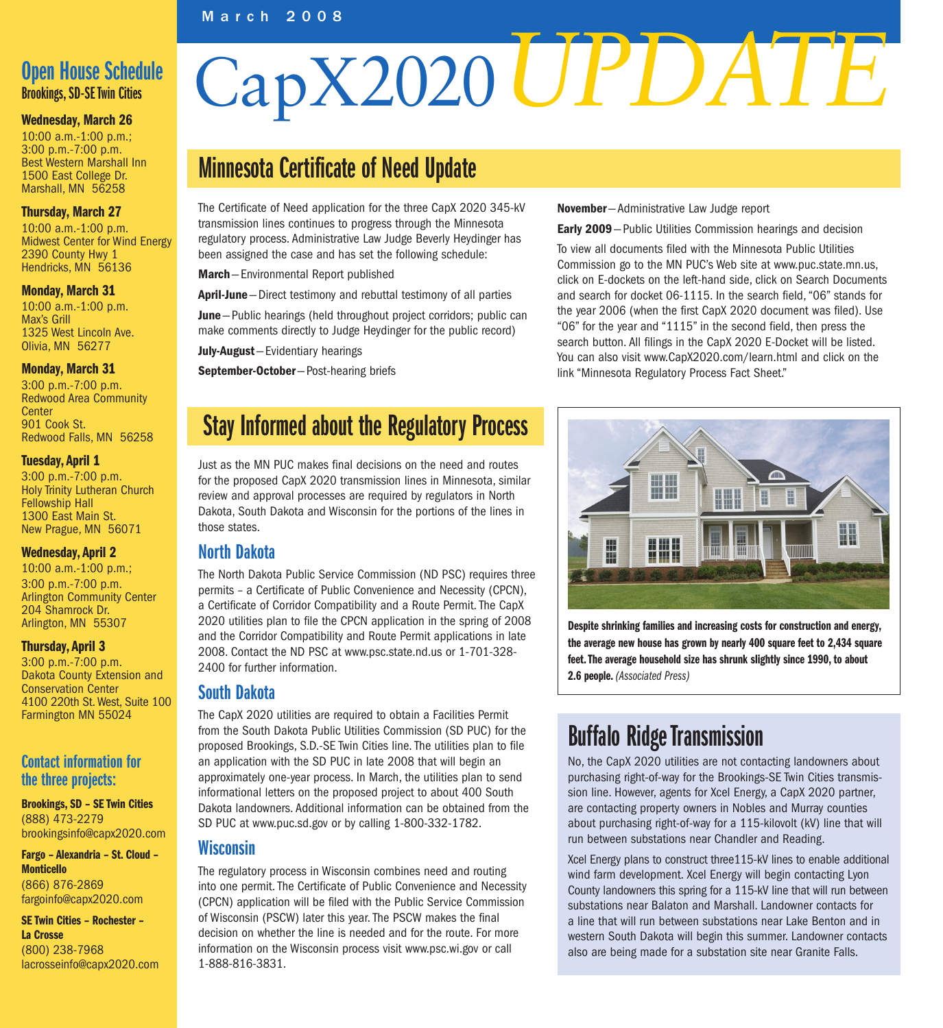March 2008

# CapX2020 UPDATE

## Minnesota Certificate of Need Update

The Certificate of Need application for the three CapX 2020 345-kV transmission lines continues to progress through the Minnesota regulatory process. Administrative Law Judge Beverly Heydinger has been assigned the case and has set the following schedule:

**March** – Environmental Report published

**April-June** – Direct testimony and rebuttal testimony of all parties

**June** – Public hearings (held throughout project corridors; public can make comments directly to Judge Heydinger for the public record)

**July-August** – Evidentiary hearings

**September-October** – Post-hearing briefs

**November** – Administrative Law Judge report

**Early 2009** – Public Utilities Commission hearings and decision

To view all documents filed with the Minnesota Public Utilities Commission go to the MN PUC's Web site at www.puc.state.mn.us, click on E-dockets on the left-hand side, click on Search Documents and search for docket 06-1115. In the search field, "06" stands for the year 2006 (when the first CapX 2020 document was filed). Use "06" for the year and "1115" in the second field, then press the search button. All filings in the CapX 2020 E-Docket will be listed. You can also visit www.CapX2020.com/learn.html and click on the link "Minnesota Regulatory Process Fact Sheet."

## Stay Informed about the Regulatory Process

Just as the MN PUC makes final decisions on the need and routes for the proposed CapX 2020 transmission lines in Minnesota, similar review and approval processes are required by regulators in North Dakota, South Dakota and Wisconsin for the portions of the lines in those states.

### North Dakota

The North Dakota Public Service Commission (ND PSC) requires three permits – a Certificate of Public Convenience and Necessity (CPCN), a Certificate of Corridor Compatibility and a Route Permit. The CapX 2020 utilities plan to file the CPCN application in the spring of 2008 and the Corridor Compatibility and Route Permit applications in late 2008. Contact the ND PSC at www.psc.state.nd.us or 1-701-328-2400 for further information.

### South Dakota

The CapX 2020 utilities are required to obtain a Facilities Permit from the South Dakota Public Utilities Commission (SD PUC) for the proposed Brookings, S.D.-SE Twin Cities line. The utilities plan to file an application with the SD PUC in late 2008 that will begin an approximately one-year process. In March, the utilities plan to send informational letters on the proposed project to about 400 South Dakota landowners. Additional information can be obtained from the SD PUC at www.puc.sd.gov or by calling 1-800-332-1782.

### Wisconsin

The regulatory process in Wisconsin combines need and routing into one permit. The Certificate of Public Convenience and Necessity (CPCN) application will be filed with the Public Service Commission of Wisconsin (PSCW) later this year. The PSCW makes the final decision on whether the line is needed and for the route. For more information on the Wisconsin process visit www.psc.wi.gov or call 1-888-816-3831.

**Despite shrinking families and increasing costs for construction and energy, the average new house has grown by nearly 400 square feet to 2,434 square feet. The average household size has shrunk slightly since 1990, to about 2.6 people.** *(Associated Press)*

## Buffalo Ridge Transmission

No, the CapX 2020 utilities are not contacting landowners about purchasing right-of-way for the Brookings-SE Twin Cities transmission line. However, agents for Xcel Energy, a CapX 2020 partner, are contacting property owners in Nobles and Murray counties about purchasing right-of-way for a 115-kilovolt (kV) line that will run between substations near Chandler and Reading.

Xcel Energy plans to construct three115-kV lines to enable additional wind farm development. Xcel Energy will begin contacting Lyon County landowners this spring for a 115-kV line that will run between substations near Balaton and Marshall. Landowner contacts for a line that will run between substations near Lake Benton and in western South Dakota will begin this summer. Landowner contacts also are being made for a substation site near Granite Falls.

## Open House Schedule
**Brookings, SD-SE Twin Cities**

**Wednesday, March 26**
10:00 a.m.-1:00 p.m.; 3:00 p.m.-7:00 p.m.
Best Western Marshall Inn
1500 East College Dr.
Marshall, MN 56258

**Thursday, March 27**
10:00 a.m.-1:00 p.m.
Midwest Center for Wind Energy
2390 County Hwy 1
Hendricks, MN 56136

**Monday, March 31**
10:00 a.m.-1:00 p.m.
Max's Grill
1325 West Lincoln Ave.
Olivia, MN 56277

**Monday, March 31**
3:00 p.m.-7:00 p.m.
Redwood Area Community Center
901 Cook St.
Redwood Falls, MN 56258

**Tuesday, April 1**
3:00 p.m.-7:00 p.m.
Holy Trinity Lutheran Church Fellowship Hall
1300 East Main St.
New Prague, MN 56071

**Wednesday, April 2**
10:00 a.m.-1:00 p.m.; 3:00 p.m.-7:00 p.m.
Arlington Community Center
204 Shamrock Dr.
Arlington, MN 55307

**Thursday, April 3**
3:00 p.m.-7:00 p.m.
Dakota County Extension and Conservation Center
4100 220th St. West, Suite 100
Farmington MN 55024

## Contact information for the three projects:

**Brookings, SD – SE Twin Cities**
(888) 473-2279
brookingsinfo@capx2020.com

**Fargo – Alexandria – St. Cloud – Monticello**
(866) 876-2869
fargoinfo@capx2020.com

**SE Twin Cities – Rochester – La Crosse**
(800) 238-7968
lacrosseinfo@capx2020.com